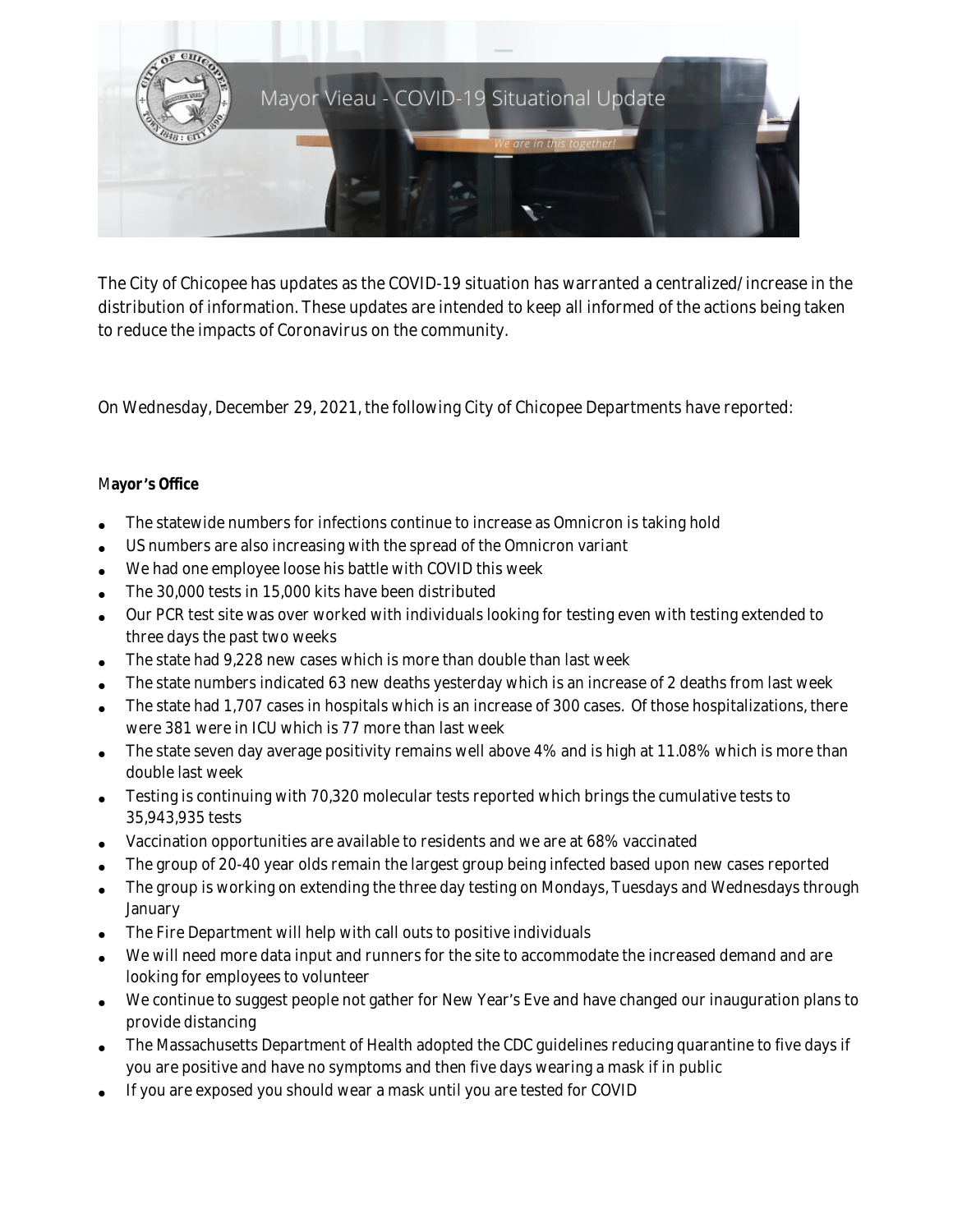# Mayor Vieau - COVID-19 Situational Update

*We are in this together!*

The City of Chicopee has updates as the COVID-19 situation has warranted a centralized/increase in the distribution of information. These updates are intended to keep all informed of the actions being taken to reduce the impacts of Coronavirus on the community.

On Wednesday, December 29, 2021, the following City of Chicopee Departments have reported:

**Mayor's Office**

- The statewide numbers for infections continue to increase as Omnicron is taking hold
- US numbers are also increasing with the spread of the Omnicron variant
- We had one employee loose his battle with COVID this week
- The 30,000 tests in 15,000 kits have been distributed
- Our PCR test site was over worked with individuals looking for testing even with testing extended to three days the past two weeks
- The state had 9,228 new cases which is more than double than last week
- The state numbers indicated 63 new deaths yesterday which is an increase of 2 deaths from last week
- The state had 1,707 cases in hospitals which is an increase of 300 cases. Of those hospitalizations, there were 381 were in ICU which is 77 more than last week
- The state seven day average positivity remains well above 4% and is high at 11.08% which is more than double last week
- Testing is continuing with 70,320 molecular tests reported which brings the cumulative tests to 35,943,935 tests
- Vaccination opportunities are available to residents and we are at 68% vaccinated
- The group of 20-40 year olds remain the largest group being infected based upon new cases reported
- The group is working on extending the three day testing on Mondays, Tuesdays and Wednesdays through January
- The Fire Department will help with call outs to positive individuals
- We will need more data input and runners for the site to accommodate the increased demand and are looking for employees to volunteer
- We continue to suggest people not gather for New Year's Eve and have changed our inauguration plans to provide distancing
- The Massachusetts Department of Health adopted the CDC guidelines reducing quarantine to five days if you are positive and have no symptoms and then five days wearing a mask if in public
- If you are exposed you should wear a mask until you are tested for COVID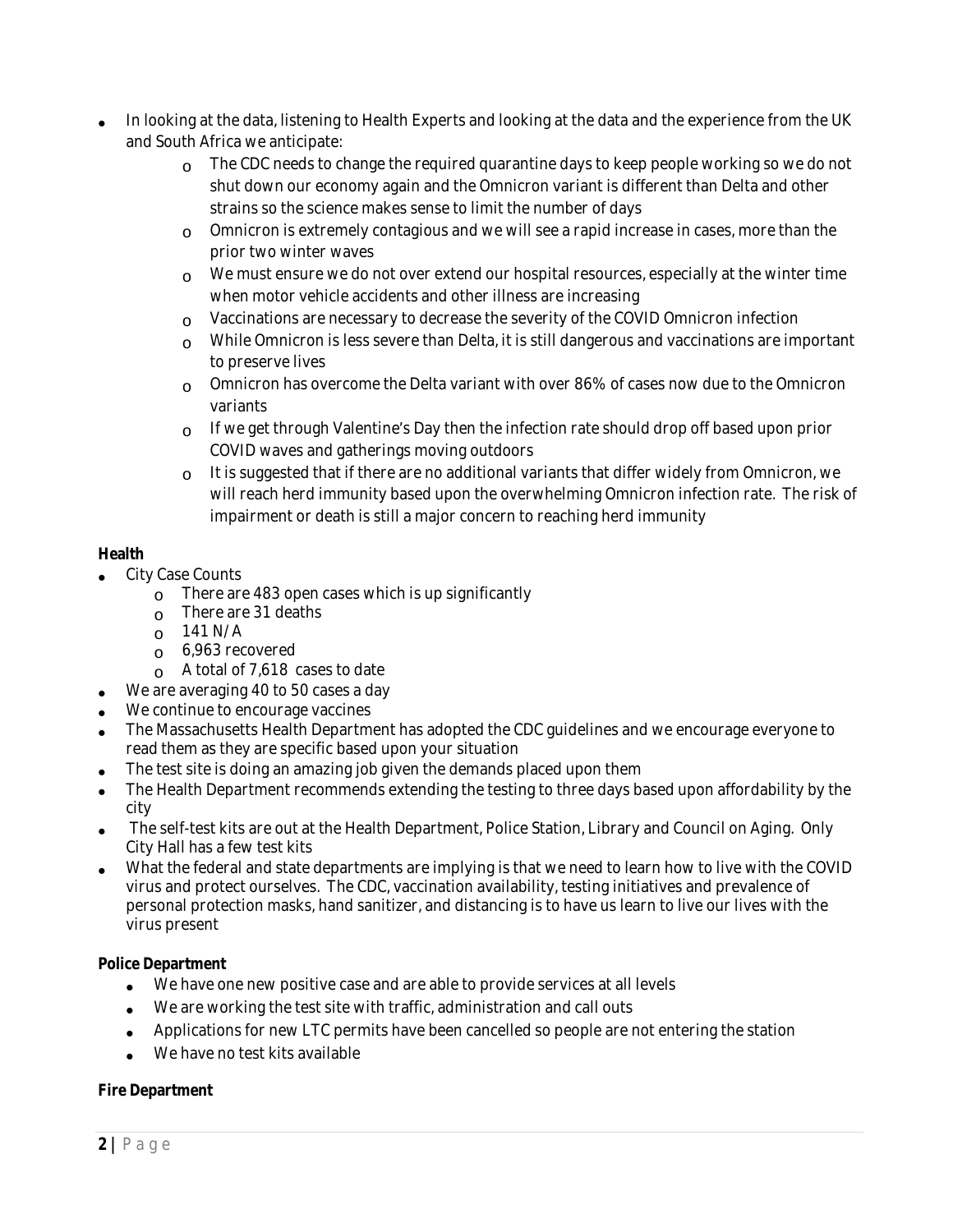- In looking at the data, listening to Health Experts and looking at the data and the experience from the UK and South Africa we anticipate:
  - The CDC needs to change the required quarantine days to keep people working so we do not shut down our economy again and the Omnicron variant is different than Delta and other strains so the science makes sense to limit the number of days
  - Omnicron is extremely contagious and we will see a rapid increase in cases, more than the prior two winter waves
  - We must ensure we do not over extend our hospital resources, especially at the winter time when motor vehicle accidents and other illness are increasing
  - Vaccinations are necessary to decrease the severity of the COVID Omnicron infection
  - While Omnicron is less severe than Delta, it is still dangerous and vaccinations are important to preserve lives
  - Omnicron has overcome the Delta variant with over 86% of cases now due to the Omnicron variants
  - If we get through Valentine's Day then the infection rate should drop off based upon prior COVID waves and gatherings moving outdoors
  - It is suggested that if there are no additional variants that differ widely from Omnicron, we will reach herd immunity based upon the overwhelming Omnicron infection rate. The risk of impairment or death is still a major concern to reaching herd immunity

**Health**

- City Case Counts
  - There are 483 open cases which is up significantly
  - There are 31 deaths
  - 141 N/A
  - 6,963 recovered
  - A total of 7,618 cases to date
- We are averaging 40 to 50 cases a day
- We continue to encourage vaccines
- The Massachusetts Health Department has adopted the CDC guidelines and we encourage everyone to read them as they are specific based upon your situation
- The test site is doing an amazing job given the demands placed upon them
- The Health Department recommends extending the testing to three days based upon affordability by the city
- The self-test kits are out at the Health Department, Police Station, Library and Council on Aging. Only City Hall has a few test kits
- What the federal and state departments are implying is that we need to learn how to live with the COVID virus and protect ourselves. The CDC, vaccination availability, testing initiatives and prevalence of personal protection masks, hand sanitizer, and distancing is to have us learn to live our lives with the virus present

**Police Department**

- We have one new positive case and are able to provide services at all levels
- We are working the test site with traffic, administration and call outs
- Applications for new LTC permits have been cancelled so people are not entering the station
- We have no test kits available

**Fire Department**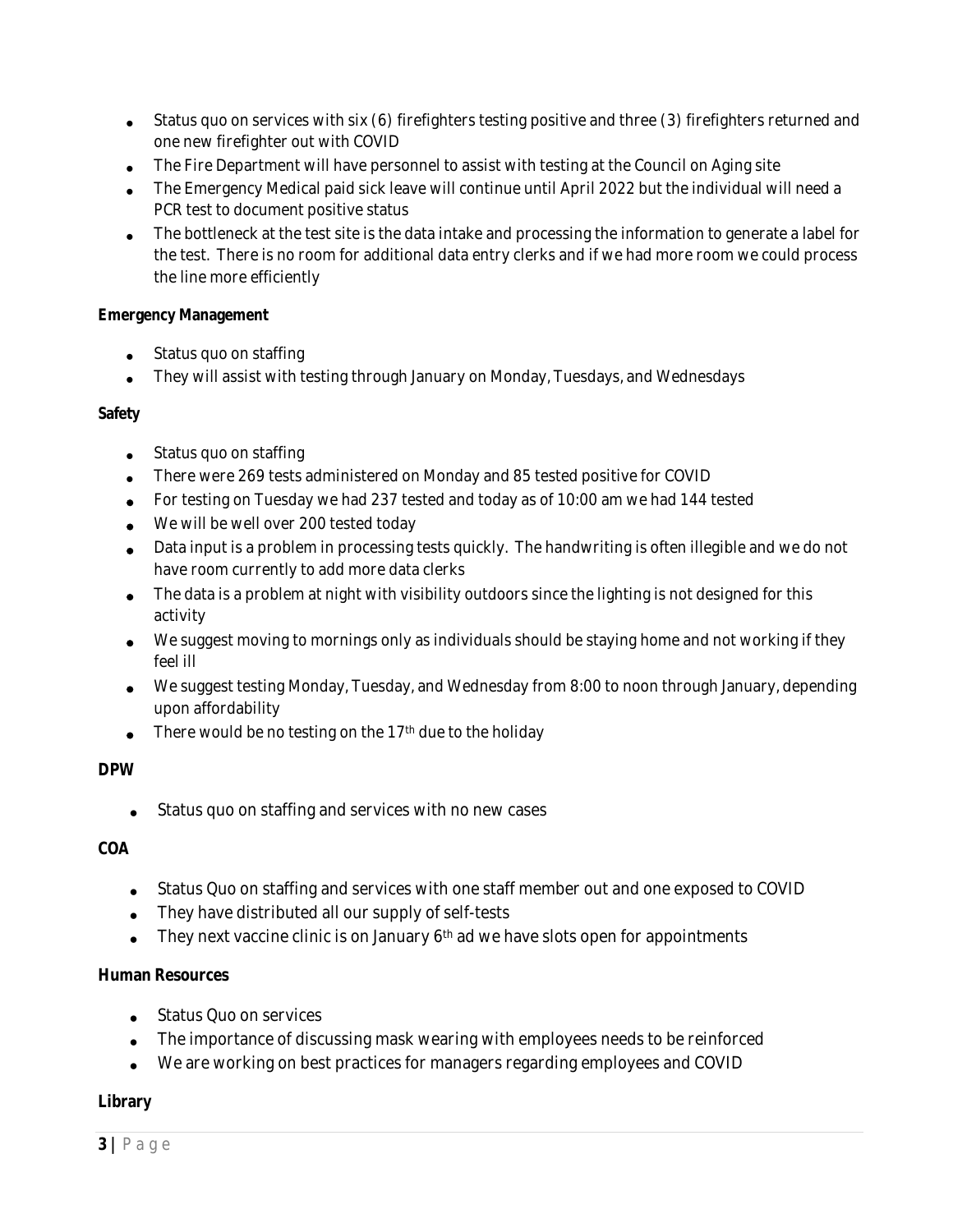- Status quo on services with six (6) firefighters testing positive and three (3) firefighters returned and one new firefighter out with COVID
- The Fire Department will have personnel to assist with testing at the Council on Aging site
- The Emergency Medical paid sick leave will continue until April 2022 but the individual will need a PCR test to document positive status
- The bottleneck at the test site is the data intake and processing the information to generate a label for the test. There is no room for additional data entry clerks and if we had more room we could process the line more efficiently

**Emergency Management**

- Status quo on staffing
- They will assist with testing through January on Monday, Tuesdays, and Wednesdays

**Safety**

- Status quo on staffing
- There were 269 tests administered on Monday and 85 tested positive for COVID
- For testing on Tuesday we had 237 tested and today as of 10:00 am we had 144 tested
- We will be well over 200 tested today
- Data input is a problem in processing tests quickly. The handwriting is often illegible and we do not have room currently to add more data clerks
- The data is a problem at night with visibility outdoors since the lighting is not designed for this activity
- We suggest moving to mornings only as individuals should be staying home and not working if they feel ill
- We suggest testing Monday, Tuesday, and Wednesday from 8:00 to noon through January, depending upon affordability
- There would be no testing on the 17th due to the holiday

**DPW**

- Status quo on staffing and services with no new cases

**COA**

- Status Quo on staffing and services with one staff member out and one exposed to COVID
- They have distributed all our supply of self-tests
- They next vaccine clinic is on January 6th ad we have slots open for appointments

**Human Resources**

- Status Quo on services
- The importance of discussing mask wearing with employees needs to be reinforced
- We are working on best practices for managers regarding employees and COVID

**Library**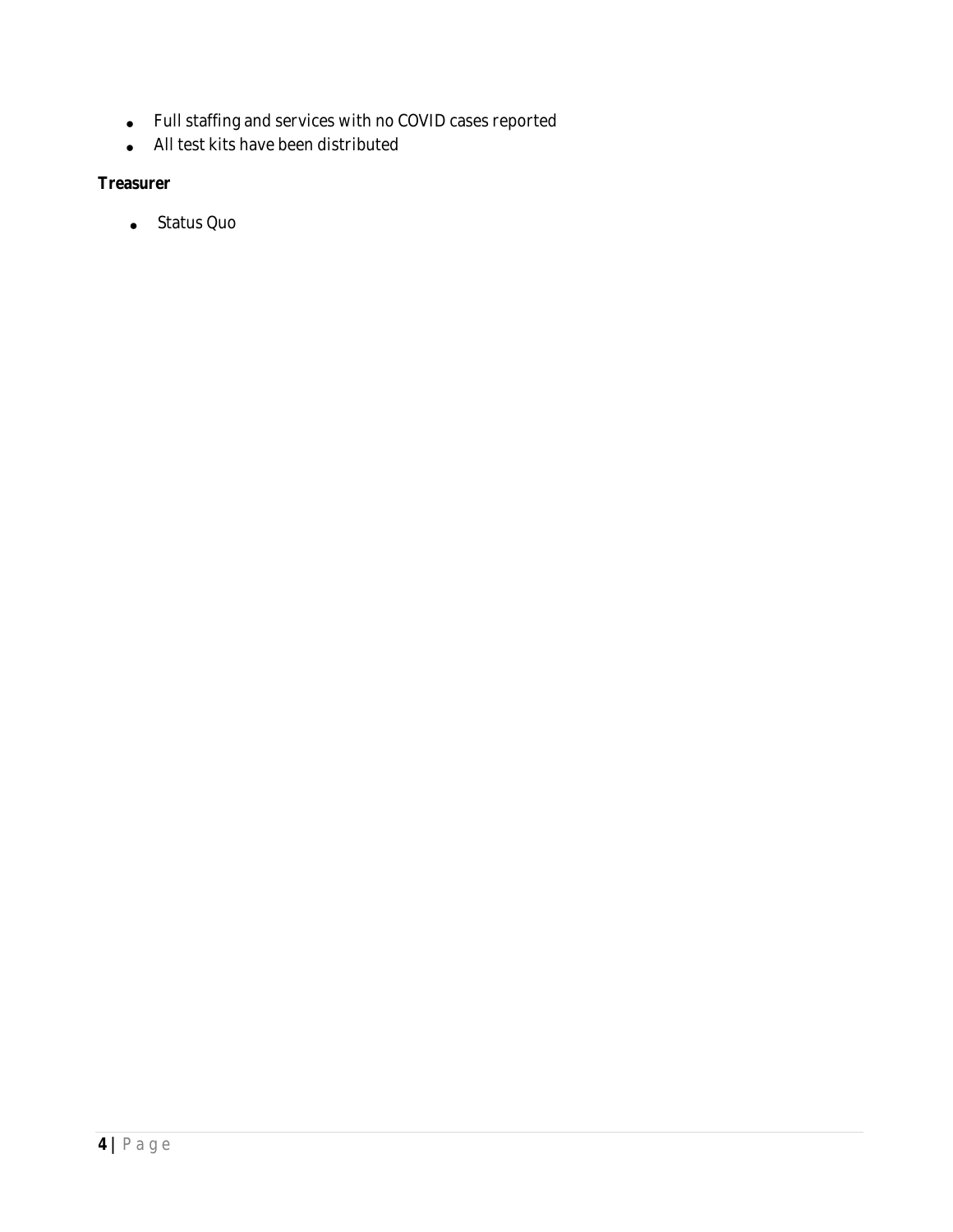- Full staffing and services with no COVID cases reported
- All test kits have been distributed

**Treasurer**

- Status Quo